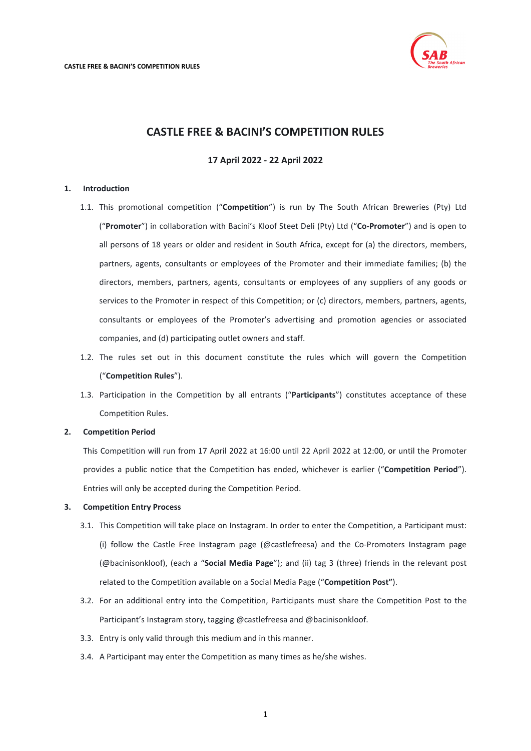# CASTLE FREE & BACINI'S COMPETITION RULES

**17 April 2022 - 22 April 2022**

## 1. Introduction

1.1. This promotional competition ("**Competition**") is run by The South African Breweries (Pty) Ltd ("**Promoter**") in collaboration with Bacini's Kloof Steet Deli (Pty) Ltd ("**Co-Promoter**") and is open to all persons of 18 years or older and resident in South Africa, except for (a) the directors, members, partners, agents, consultants or employees of the Promoter and their immediate families; (b) the directors, members, partners, agents, consultants or employees of any suppliers of any goods or services to the Promoter in respect of this Competition; or (c) directors, members, partners, agents, consultants or employees of the Promoter's advertising and promotion agencies or associated companies, and (d) participating outlet owners and staff.

1.2. The rules set out in this document constitute the rules which will govern the Competition ("**Competition Rules**").

1.3. Participation in the Competition by all entrants ("**Participants**") constitutes acceptance of these Competition Rules.

## 2. Competition Period

This Competition will run from 17 April 2022 at 16:00 until 22 April 2022 at 12:00, or until the Promoter provides a public notice that the Competition has ended, whichever is earlier ("**Competition Period**"). Entries will only be accepted during the Competition Period.

## 3. Competition Entry Process

3.1. This Competition will take place on Instagram. In order to enter the Competition, a Participant must: (i) follow the Castle Free Instagram page (@castlefreesa) and the Co-Promoters Instagram page (@bacinisonkloof), (each a "**Social Media Page**"); and (ii) tag 3 (three) friends in the relevant post related to the Competition available on a Social Media Page ("**Competition Post**").

3.2. For an additional entry into the Competition, Participants must share the Competition Post to the Participant's Instagram story, tagging @castlefreesa and @bacinisonkloof.

3.3. Entry is only valid through this medium and in this manner.

3.4. A Participant may enter the Competition as many times as he/she wishes.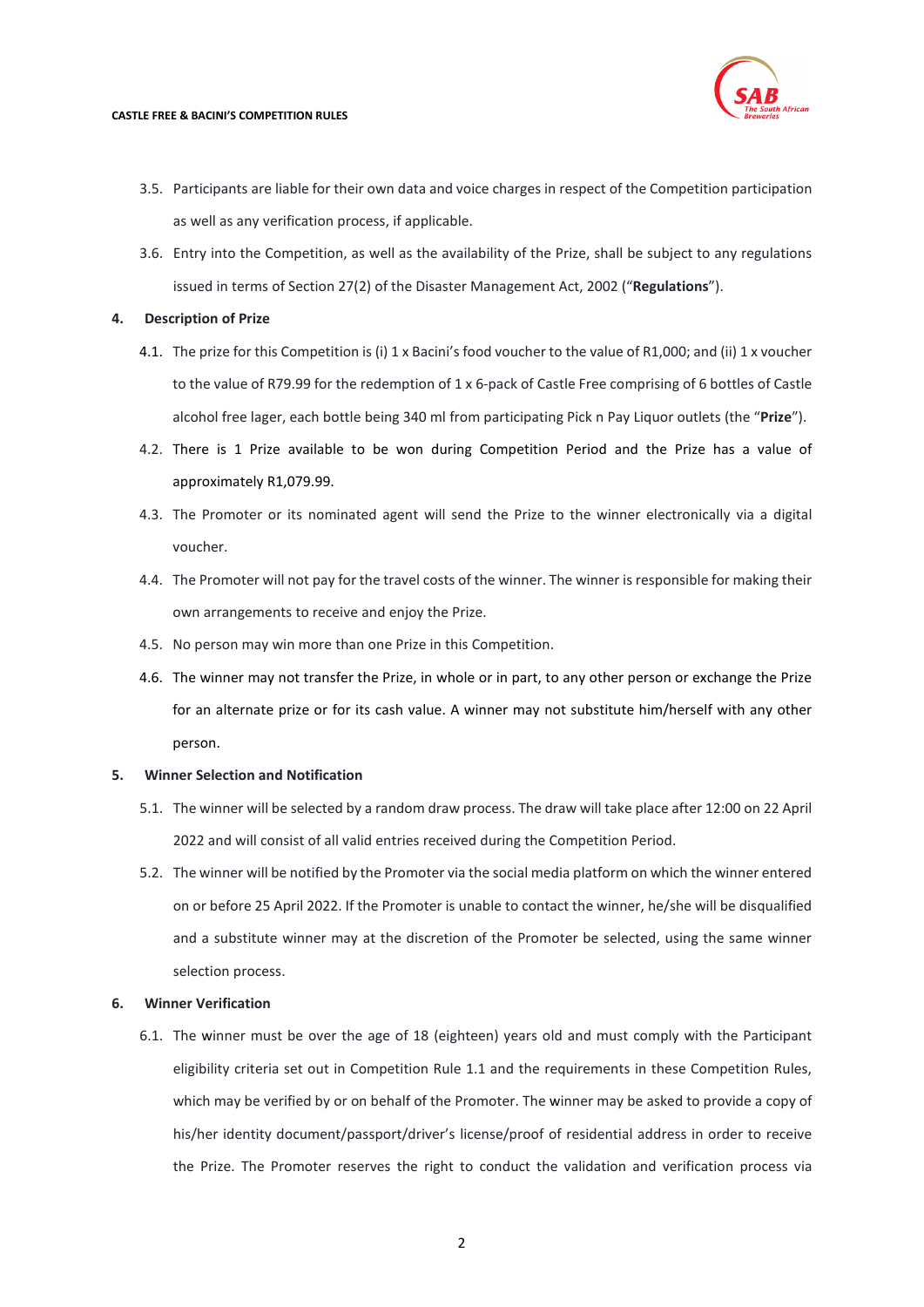3.5. Participants are liable for their own data and voice charges in respect of the Competition participation as well as any verification process, if applicable.

3.6. Entry into the Competition, as well as the availability of the Prize, shall be subject to any regulations issued in terms of Section 27(2) of the Disaster Management Act, 2002 ("**Regulations**").

**4. Description of Prize**

4.1. The prize for this Competition is (i) 1 x Bacini's food voucher to the value of R1,000; and (ii) 1 x voucher to the value of R79.99 for the redemption of 1 x 6-pack of Castle Free comprising of 6 bottles of Castle alcohol free lager, each bottle being 340 ml from participating Pick n Pay Liquor outlets (the "**Prize**").

4.2. There is 1 Prize available to be won during Competition Period and the Prize has a value of approximately R1,079.99.

4.3. The Promoter or its nominated agent will send the Prize to the winner electronically via a digital voucher.

4.4. The Promoter will not pay for the travel costs of the winner. The winner is responsible for making their own arrangements to receive and enjoy the Prize.

4.5. No person may win more than one Prize in this Competition.

4.6. The winner may not transfer the Prize, in whole or in part, to any other person or exchange the Prize for an alternate prize or for its cash value. A winner may not substitute him/herself with any other person.

**5. Winner Selection and Notification**

5.1. The winner will be selected by a random draw process. The draw will take place after 12:00 on 22 April 2022 and will consist of all valid entries received during the Competition Period.

5.2. The winner will be notified by the Promoter via the social media platform on which the winner entered on or before 25 April 2022. If the Promoter is unable to contact the winner, he/she will be disqualified and a substitute winner may at the discretion of the Promoter be selected, using the same winner selection process.

**6. Winner Verification**

6.1. The winner must be over the age of 18 (eighteen) years old and must comply with the Participant eligibility criteria set out in Competition Rule 1.1 and the requirements in these Competition Rules, which may be verified by or on behalf of the Promoter. The winner may be asked to provide a copy of his/her identity document/passport/driver's license/proof of residential address in order to receive the Prize. The Promoter reserves the right to conduct the validation and verification process via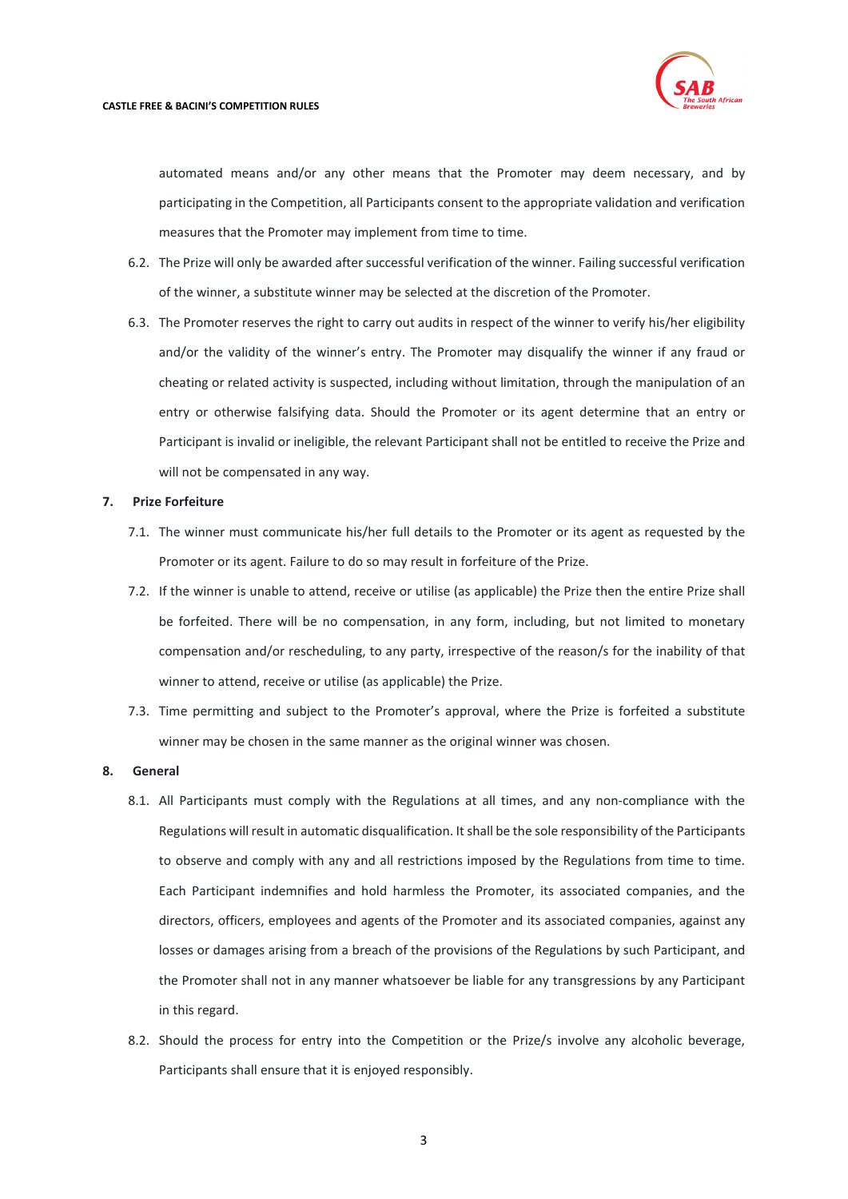automated means and/or any other means that the Promoter may deem necessary, and by participating in the Competition, all Participants consent to the appropriate validation and verification measures that the Promoter may implement from time to time.

6.2. The Prize will only be awarded after successful verification of the winner. Failing successful verification of the winner, a substitute winner may be selected at the discretion of the Promoter.

6.3. The Promoter reserves the right to carry out audits in respect of the winner to verify his/her eligibility and/or the validity of the winner's entry. The Promoter may disqualify the winner if any fraud or cheating or related activity is suspected, including without limitation, through the manipulation of an entry or otherwise falsifying data. Should the Promoter or its agent determine that an entry or Participant is invalid or ineligible, the relevant Participant shall not be entitled to receive the Prize and will not be compensated in any way.

## 7. Prize Forfeiture

7.1. The winner must communicate his/her full details to the Promoter or its agent as requested by the Promoter or its agent. Failure to do so may result in forfeiture of the Prize.

7.2. If the winner is unable to attend, receive or utilise (as applicable) the Prize then the entire Prize shall be forfeited. There will be no compensation, in any form, including, but not limited to monetary compensation and/or rescheduling, to any party, irrespective of the reason/s for the inability of that winner to attend, receive or utilise (as applicable) the Prize.

7.3. Time permitting and subject to the Promoter's approval, where the Prize is forfeited a substitute winner may be chosen in the same manner as the original winner was chosen.

## 8. General

8.1. All Participants must comply with the Regulations at all times, and any non-compliance with the Regulations will result in automatic disqualification. It shall be the sole responsibility of the Participants to observe and comply with any and all restrictions imposed by the Regulations from time to time. Each Participant indemnifies and hold harmless the Promoter, its associated companies, and the directors, officers, employees and agents of the Promoter and its associated companies, against any losses or damages arising from a breach of the provisions of the Regulations by such Participant, and the Promoter shall not in any manner whatsoever be liable for any transgressions by any Participant in this regard.

8.2. Should the process for entry into the Competition or the Prize/s involve any alcoholic beverage, Participants shall ensure that it is enjoyed responsibly.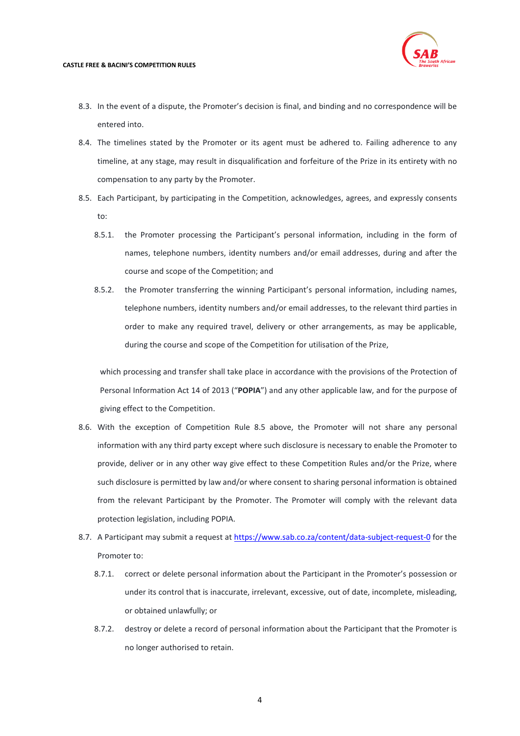8.3. In the event of a dispute, the Promoter's decision is final, and binding and no correspondence will be entered into.

8.4. The timelines stated by the Promoter or its agent must be adhered to. Failing adherence to any timeline, at any stage, may result in disqualification and forfeiture of the Prize in its entirety with no compensation to any party by the Promoter.

8.5. Each Participant, by participating in the Competition, acknowledges, agrees, and expressly consents to:

  8.5.1. the Promoter processing the Participant's personal information, including in the form of names, telephone numbers, identity numbers and/or email addresses, during and after the course and scope of the Competition; and

  8.5.2. the Promoter transferring the winning Participant's personal information, including names, telephone numbers, identity numbers and/or email addresses, to the relevant third parties in order to make any required travel, delivery or other arrangements, as may be applicable, during the course and scope of the Competition for utilisation of the Prize,

  which processing and transfer shall take place in accordance with the provisions of the Protection of Personal Information Act 14 of 2013 ("**POPIA**") and any other applicable law, and for the purpose of giving effect to the Competition.

8.6. With the exception of Competition Rule 8.5 above, the Promoter will not share any personal information with any third party except where such disclosure is necessary to enable the Promoter to provide, deliver or in any other way give effect to these Competition Rules and/or the Prize, where such disclosure is permitted by law and/or where consent to sharing personal information is obtained from the relevant Participant by the Promoter. The Promoter will comply with the relevant data protection legislation, including POPIA.

8.7. A Participant may submit a request at [https://www.sab.co.za/content/data-subject-request-0](https://www.sab.co.za/content/data-subject-request-0) for the Promoter to:

  8.7.1. correct or delete personal information about the Participant in the Promoter's possession or under its control that is inaccurate, irrelevant, excessive, out of date, incomplete, misleading, or obtained unlawfully; or

  8.7.2. destroy or delete a record of personal information about the Participant that the Promoter is no longer authorised to retain.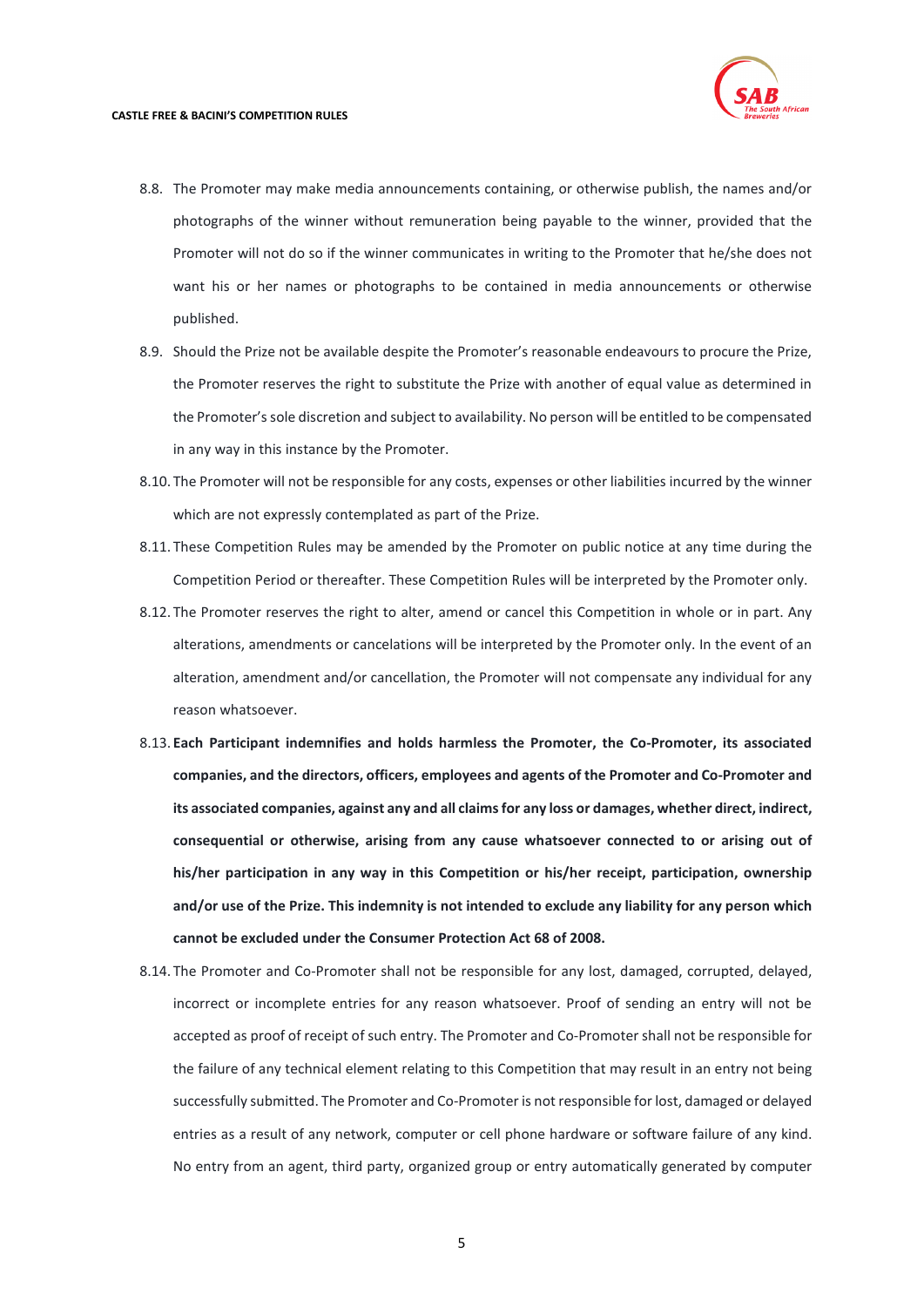8.8. The Promoter may make media announcements containing, or otherwise publish, the names and/or photographs of the winner without remuneration being payable to the winner, provided that the Promoter will not do so if the winner communicates in writing to the Promoter that he/she does not want his or her names or photographs to be contained in media announcements or otherwise published.

8.9. Should the Prize not be available despite the Promoter's reasonable endeavours to procure the Prize, the Promoter reserves the right to substitute the Prize with another of equal value as determined in the Promoter's sole discretion and subject to availability. No person will be entitled to be compensated in any way in this instance by the Promoter.

8.10. The Promoter will not be responsible for any costs, expenses or other liabilities incurred by the winner which are not expressly contemplated as part of the Prize.

8.11. These Competition Rules may be amended by the Promoter on public notice at any time during the Competition Period or thereafter. These Competition Rules will be interpreted by the Promoter only.

8.12. The Promoter reserves the right to alter, amend or cancel this Competition in whole or in part. Any alterations, amendments or cancelations will be interpreted by the Promoter only. In the event of an alteration, amendment and/or cancellation, the Promoter will not compensate any individual for any reason whatsoever.

8.13. **Each Participant indemnifies and holds harmless the Promoter, the Co-Promoter, its associated companies, and the directors, officers, employees and agents of the Promoter and Co-Promoter and its associated companies, against any and all claims for any loss or damages, whether direct, indirect, consequential or otherwise, arising from any cause whatsoever connected to or arising out of his/her participation in any way in this Competition or his/her receipt, participation, ownership and/or use of the Prize. This indemnity is not intended to exclude any liability for any person which cannot be excluded under the Consumer Protection Act 68 of 2008.**

8.14. The Promoter and Co-Promoter shall not be responsible for any lost, damaged, corrupted, delayed, incorrect or incomplete entries for any reason whatsoever. Proof of sending an entry will not be accepted as proof of receipt of such entry. The Promoter and Co-Promoter shall not be responsible for the failure of any technical element relating to this Competition that may result in an entry not being successfully submitted. The Promoter and Co-Promoter is not responsible for lost, damaged or delayed entries as a result of any network, computer or cell phone hardware or software failure of any kind. No entry from an agent, third party, organized group or entry automatically generated by computer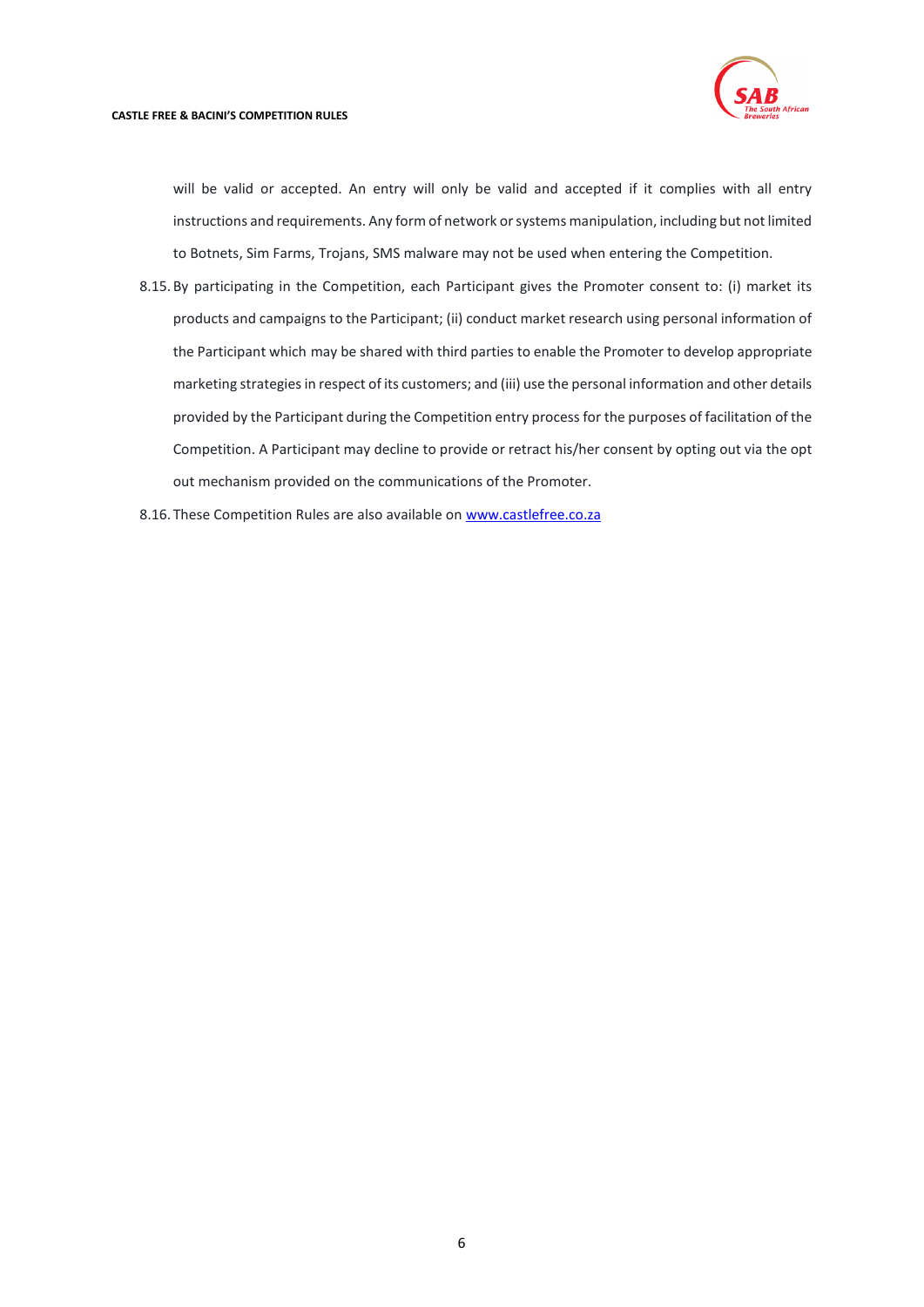will be valid or accepted. An entry will only be valid and accepted if it complies with all entry instructions and requirements. Any form of network or systems manipulation, including but not limited to Botnets, Sim Farms, Trojans, SMS malware may not be used when entering the Competition.

8.15. By participating in the Competition, each Participant gives the Promoter consent to: (i) market its products and campaigns to the Participant; (ii) conduct market research using personal information of the Participant which may be shared with third parties to enable the Promoter to develop appropriate marketing strategies in respect of its customers; and (iii) use the personal information and other details provided by the Participant during the Competition entry process for the purposes of facilitation of the Competition. A Participant may decline to provide or retract his/her consent by opting out via the opt out mechanism provided on the communications of the Promoter.

8.16. These Competition Rules are also available on [www.castlefree.co.za](http://www.castlefree.co.za)